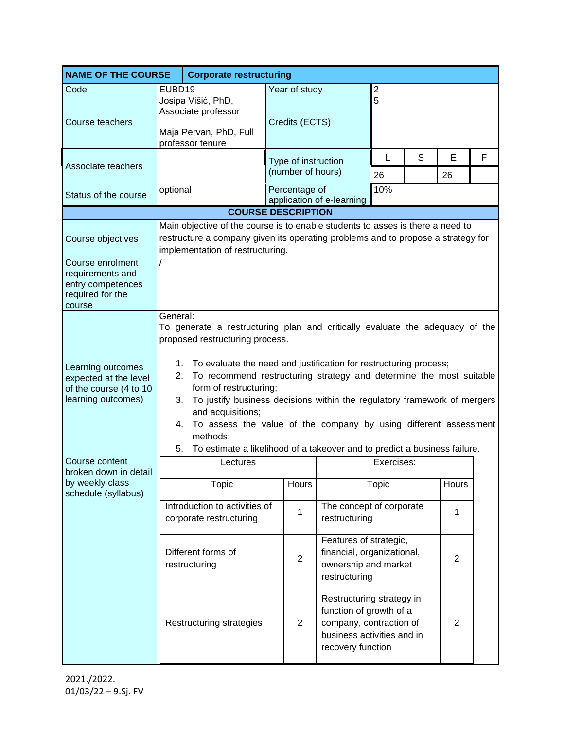| NAME OF THE COURSE | Corporate restructuring | | | | | |
|---|---|---|---|---|---|---|
| Code | EUBD19 | Year of study | 2 | | | |
| Course teachers | Josipa Višić, PhD, Associate professor<br><br>Maja Pervan, PhD, Full professor tenure | Credits (ECTS) | 5 | | | |
| Associate teachers | | Type of instruction (number of hours) | L | S | E | F |
| | | | 26 | | 26 | |
| Status of the course | optional | Percentage of application of e-learning | 10% | | | |

**COURSE DESCRIPTION**

| | |
|---|---|
| Course objectives | Main objective of the course is to enable students to asses is there a need to restructure a company given its operating problems and to propose a strategy for implementation of restructuring. |
| Course enrolment requirements and entry competences required for the course | / |
| Learning outcomes expected at the level of the course (4 to 10 learning outcomes) | General:<br>To generate a restructuring plan and critically evaluate the adequacy of the proposed restructuring process.<br><br>1. To evaluate the need and justification for restructuring process;<br>2. To recommend restructuring strategy and determine the most suitable form of restructuring;<br>3. To justify business decisions within the regulatory framework of mergers and acquisitions;<br>4. To assess the value of the company by using different assessment methods;<br>5. To estimate a likelihood of a takeover and to predict a business failure. |

Course content broken down in detail by weekly class schedule (syllabus)

| Lectures | | Exercises: | |
|---|---|---|---|
| Topic | Hours | Topic | Hours |
| Introduction to activities of corporate restructuring | 1 | The concept of corporate restructuring | 1 |
| Different forms of restructuring | 2 | Features of strategic, financial, organizational, ownership and market restructuring | 2 |
| Restructuring strategies | 2 | Restructuring strategy in function of growth of a company, contraction of business activities and in recovery function | 2 |

2021./2022.
01/03/22 – 9.Sj. FV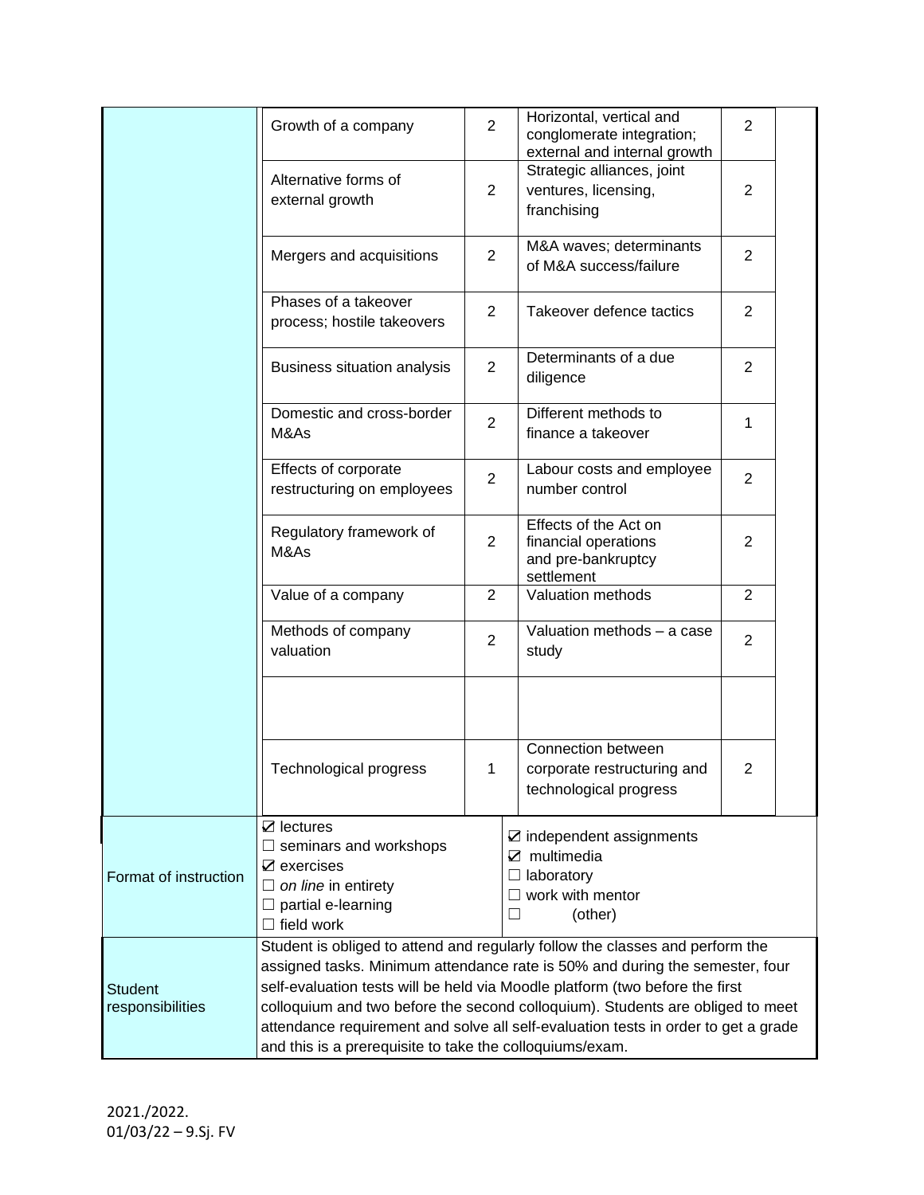| | Lectures | Hours | Exercises | Hours |
|---|---|---|---|---|
| | Growth of a company | 2 | Horizontal, vertical and conglomerate integration; external and internal growth | 2 |
| | Alternative forms of external growth | 2 | Strategic alliances, joint ventures, licensing, franchising | 2 |
| | Mergers and acquisitions | 2 | M&A waves; determinants of M&A success/failure | 2 |
| | Phases of a takeover process; hostile takeovers | 2 | Takeover defence tactics | 2 |
| | Business situation analysis | 2 | Determinants of a due diligence | 2 |
| | Domestic and cross-border M&As | 2 | Different methods to finance a takeover | 1 |
| | Effects of corporate restructuring on employees | 2 | Labour costs and employee number control | 2 |
| | Regulatory framework of M&As | 2 | Effects of the Act on financial operations and pre-bankruptcy settlement | 2 |
| | Value of a company | 2 | Valuation methods | 2 |
| | Methods of company valuation | 2 | Valuation methods – a case study | 2 |
| | | | | |
| | Technological progress | 1 | Connection between corporate restructuring and technological progress | 2 |

| | | |
|---|---|---|
| Format of instruction | ☑ lectures<br>☐ seminars and workshops<br>☑ exercises<br>☐ *on line* in entirety<br>☐ partial e-learning<br>☐ field work | ☑ independent assignments<br>☑ multimedia<br>☐ laboratory<br>☐ work with mentor<br>☐ (other) |
| Student responsibilities | Student is obliged to attend and regularly follow the classes and perform the assigned tasks. Minimum attendance rate is 50% and during the semester, four self-evaluation tests will be held via Moodle platform (two before the first colloquium and two before the second colloquium). Students are obliged to meet attendance requirement and solve all self-evaluation tests in order to get a grade and this is a prerequisite to take the colloquiums/exam. | |

2021./2022.
01/03/22 – 9.Sj. FV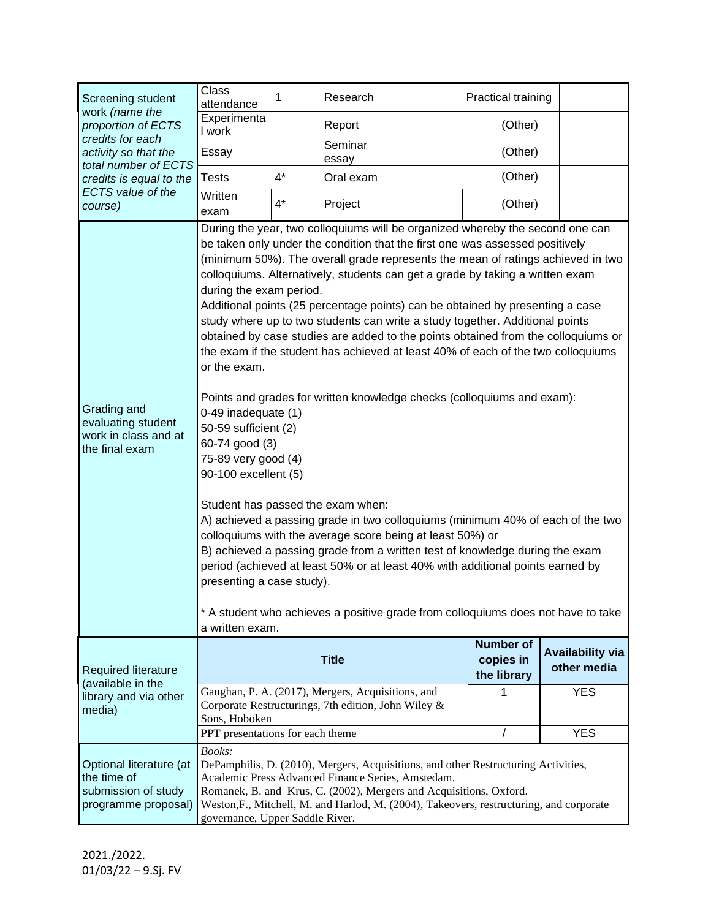| Screening student work *(name the proportion of ECTS credits for each activity so that the total number of ECTS credits is equal to the ECTS value of the course)* | Class attendance | 1 | Research | | Practical training | |
|---|---|---|---|---|---|---|
| | Experimental work | | Report | | (Other) | |
| | Essay | | Seminar essay | | (Other) | |
| | Tests | 4* | Oral exam | | (Other) | |
| | Written exam | 4* | Project | | (Other) | |

| Grading and evaluating student work in class and at the final exam | |
|---|---|
| | During the year, two colloquiums will be organized whereby the second one can be taken only under the condition that the first one was assessed positively (minimum 50%). The overall grade represents the mean of ratings achieved in two colloquiums. Alternatively, students can get a grade by taking a written exam during the exam period.<br>Additional points (25 percentage points) can be obtained by presenting a case study where up to two students can write a study together. Additional points obtained by case studies are added to the points obtained from the colloquiums or the exam if the student has achieved at least 40% of each of the two colloquiums or the exam.<br><br>Points and grades for written knowledge checks (colloquiums and exam):<br>0-49 inadequate (1)<br>50-59 sufficient (2)<br>60-74 good (3)<br>75-89 very good (4)<br>90-100 excellent (5)<br><br>Student has passed the exam when:<br>A) achieved a passing grade in two colloquiums (minimum 40% of each of the two colloquiums with the average score being at least 50%) or<br>B) achieved a passing grade from a written test of knowledge during the exam period (achieved at least 50% or at least 40% with additional points earned by presenting a case study).<br><br>* A student who achieves a positive grade from colloquiums does not have to take a written exam. |

| Required literature (available in the library and via other media) | Title | Number of copies in the library | Availability via other media |
|---|---|---|---|
| | Gaughan, P. A. (2017), Mergers, Acquisitions, and Corporate Restructurings, 7th edition, John Wiley & Sons, Hoboken | 1 | YES |
| | PPT presentations for each theme | / | YES |

| Optional literature (at the time of submission of study programme proposal) | |
|---|---|
| | *Books:*<br>DePamphilis, D. (2010), Mergers, Acquisitions, and other Restructuring Activities, Academic Press Advanced Finance Series, Amstedam.<br>Romanek, B. and Krus, C. (2002), Mergers and Acquisitions, Oxford.<br>Weston,F., Mitchell, M. and Harlod, M. (2004), Takeovers, restructuring, and corporate governance, Upper Saddle River. |

2021./2022.
01/03/22 – 9.Sj. FV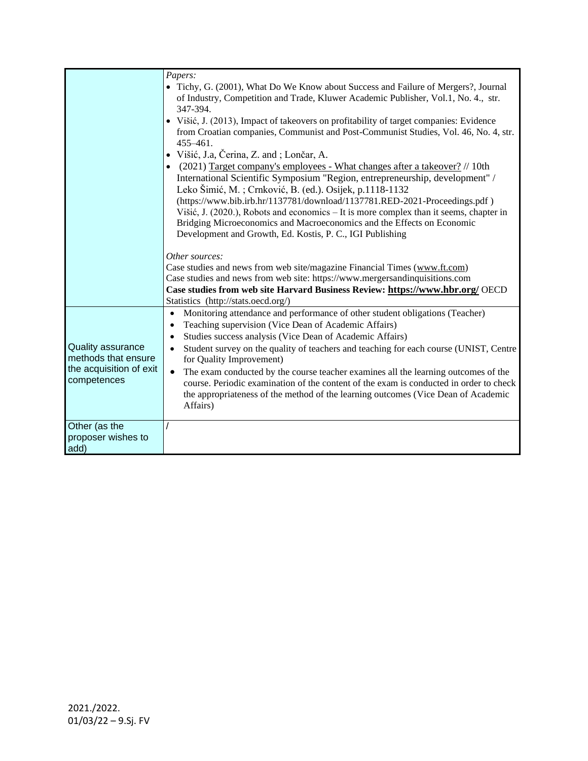| | |
|---|---|
| | *Papers:*<br>• Tichy, G. (2001), What Do We Know about Success and Failure of Mergers?, Journal of Industry, Competition and Trade, Kluwer Academic Publisher, Vol.1, No. 4., str. 347-394.<br>• Višić, J. (2013), Impact of takeovers on profitability of target companies: Evidence from Croatian companies, Communist and Post-Communist Studies, Vol. 46, No. 4, str. 455–461.<br>• Višić, J.a, Čerina, Z. and ; Lončar, A.<br>• (2021) Target company's employees - What changes after a takeover? // 10th International Scientific Symposium "Region, entrepreneurship, development" / Leko Šimić, M. ; Crnković, B. (ed.). Osijek, p.1118-1132 (https://www.bib.irb.hr/1137781/download/1137781.RED-2021-Proceedings.pdf ) Višić, J. (2020.), Robots and economics – It is more complex than it seems, chapter in Bridging Microeconomics and Macroeconomics and the Effects on Economic Development and Growth, Ed. Kostis, P. C., IGI Publishing<br><br>*Other sources:*<br>Case studies and news from web site/magazine Financial Times (www.ft.com)<br>Case studies and news from web site: https://www.mergersandinquisitions.com<br>**Case studies from web site Harvard Business Review: https://www.hbr.org/** OECD Statistics (http://stats.oecd.org/) |
| Quality assurance methods that ensure the acquisition of exit competences | • Monitoring attendance and performance of other student obligations (Teacher)<br>• Teaching supervision (Vice Dean of Academic Affairs)<br>• Studies success analysis (Vice Dean of Academic Affairs)<br>• Student survey on the quality of teachers and teaching for each course (UNIST, Centre for Quality Improvement)<br>• The exam conducted by the course teacher examines all the learning outcomes of the course. Periodic examination of the content of the exam is conducted in order to check the appropriateness of the method of the learning outcomes (Vice Dean of Academic Affairs) |
| Other (as the proposer wishes to add) | / |

2021./2022.
01/03/22 – 9.Sj. FV